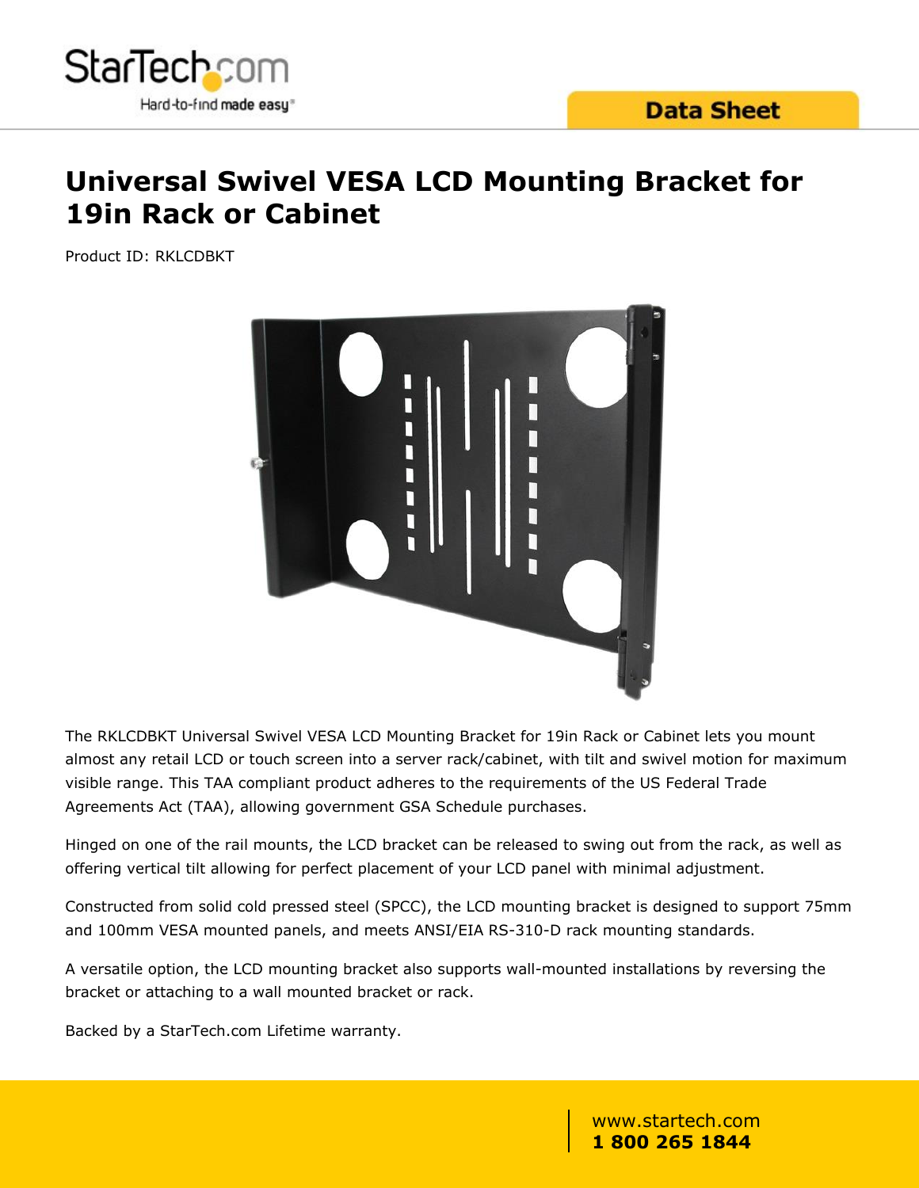# Universal Swivel VESA LCD Mounting Bracket for 19in Rack or Cabinet

Product ID: RKLCDBKT

The RKLCDBKT Universal Swivel VESA LCD Mounting Bracket for 19in Rack or Cabinet lets you mount almost any retail LCD or touch screen into a server rack/cabinet, with tilt and swivel motion for maximum visible range. This TAA compliant product adheres to the requirements of the US Federal Trade Agreements Act (TAA), allowing government GSA Schedule purchases.

Hinged on one of the rail mounts, the LCD bracket can be released to swing out from the rack, as well as offering vertical tilt allowing for perfect placement of your LCD panel with minimal adjustment.

Constructed from solid cold pressed steel (SPCC), the LCD mounting bracket is designed to support 75mm and 100mm VESA mounted panels, and meets ANSI/EIA RS-310-D rack mounting standards.

A versatile option, the LCD mounting bracket also supports wall-mounted installations by reversing the bracket or attaching to a wall mounted bracket or rack.

Backed by a StarTech.com Lifetime warranty.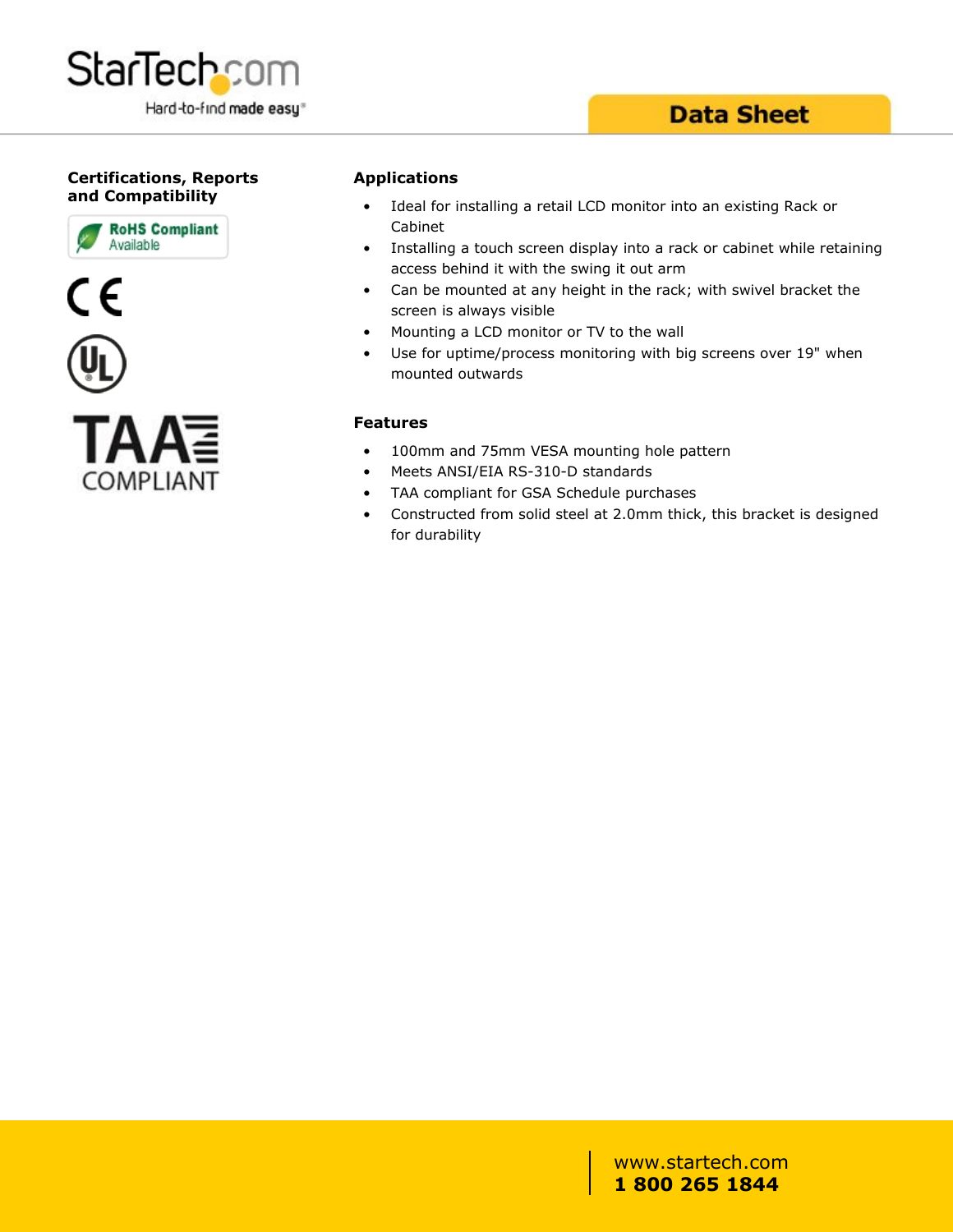## Certifications, Reports and Compatibility

RoHS Compliant Available

CE

UL

TAA COMPLIANT

## Applications

- Ideal for installing a retail LCD monitor into an existing Rack or Cabinet
- Installing a touch screen display into a rack or cabinet while retaining access behind it with the swing it out arm
- Can be mounted at any height in the rack; with swivel bracket the screen is always visible
- Mounting a LCD monitor or TV to the wall
- Use for uptime/process monitoring with big screens over 19" when mounted outwards

## Features

- 100mm and 75mm VESA mounting hole pattern
- Meets ANSI/EIA RS-310-D standards
- TAA compliant for GSA Schedule purchases
- Constructed from solid steel at 2.0mm thick, this bracket is designed for durability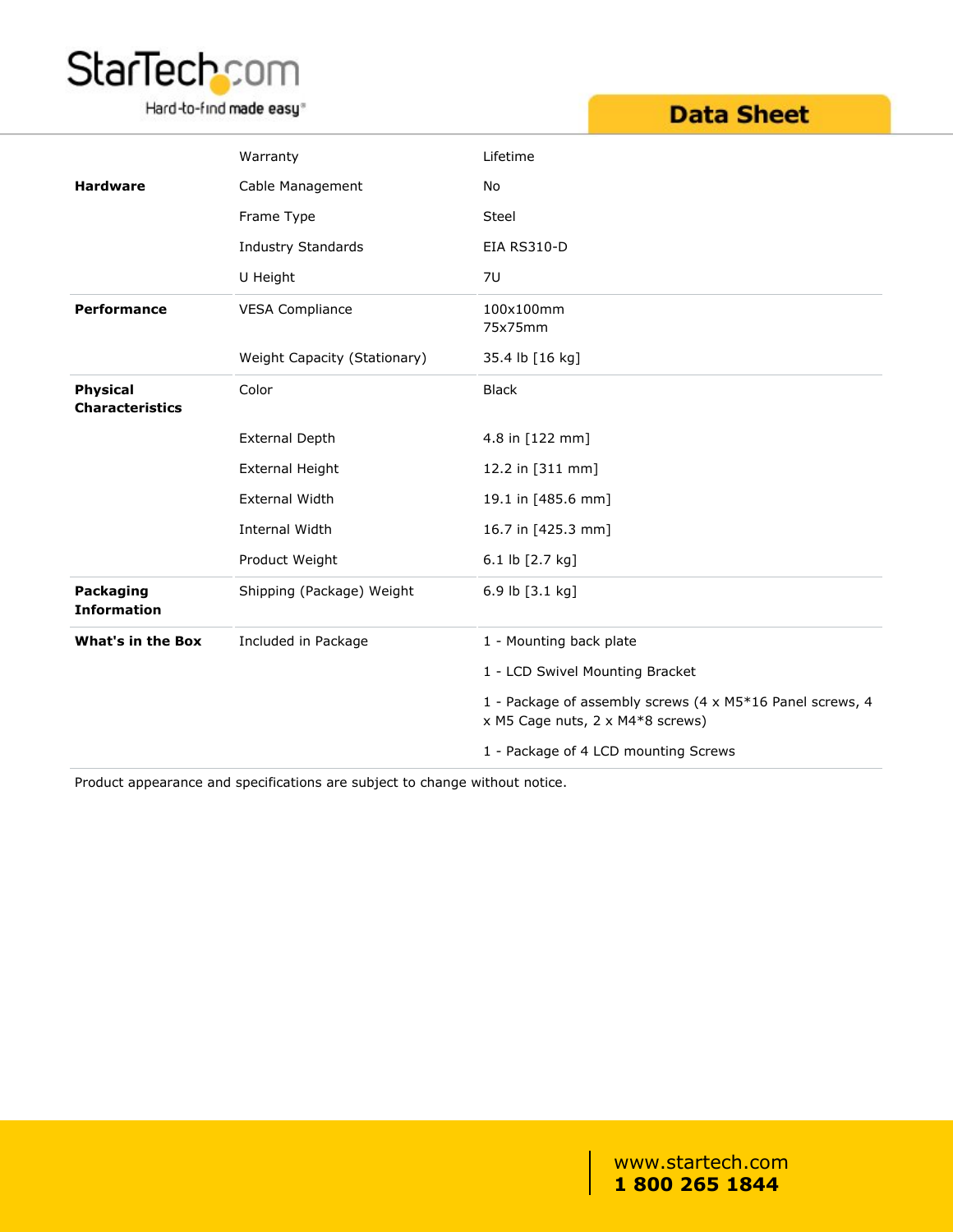| | | |
|---|---|---|
| **Hardware** | Warranty | Lifetime |
| | Cable Management | No |
| | Frame Type | Steel |
| | Industry Standards | EIA RS310-D |
| | U Height | 7U |
| **Performance** | VESA Compliance | 100x100mm<br>75x75mm |
| | Weight Capacity (Stationary) | 35.4 lb [16 kg] |
| **Physical Characteristics** | Color | Black |
| | External Depth | 4.8 in [122 mm] |
| | External Height | 12.2 in [311 mm] |
| | External Width | 19.1 in [485.6 mm] |
| | Internal Width | 16.7 in [425.3 mm] |
| | Product Weight | 6.1 lb [2.7 kg] |
| **Packaging Information** | Shipping (Package) Weight | 6.9 lb [3.1 kg] |
| **What's in the Box** | Included in Package | 1 - Mounting back plate |
| | | 1 - LCD Swivel Mounting Bracket |
| | | 1 - Package of assembly screws (4 x M5*16 Panel screws, 4 x M5 Cage nuts, 2 x M4*8 screws) |
| | | 1 - Package of 4 LCD mounting Screws |

Product appearance and specifications are subject to change without notice.